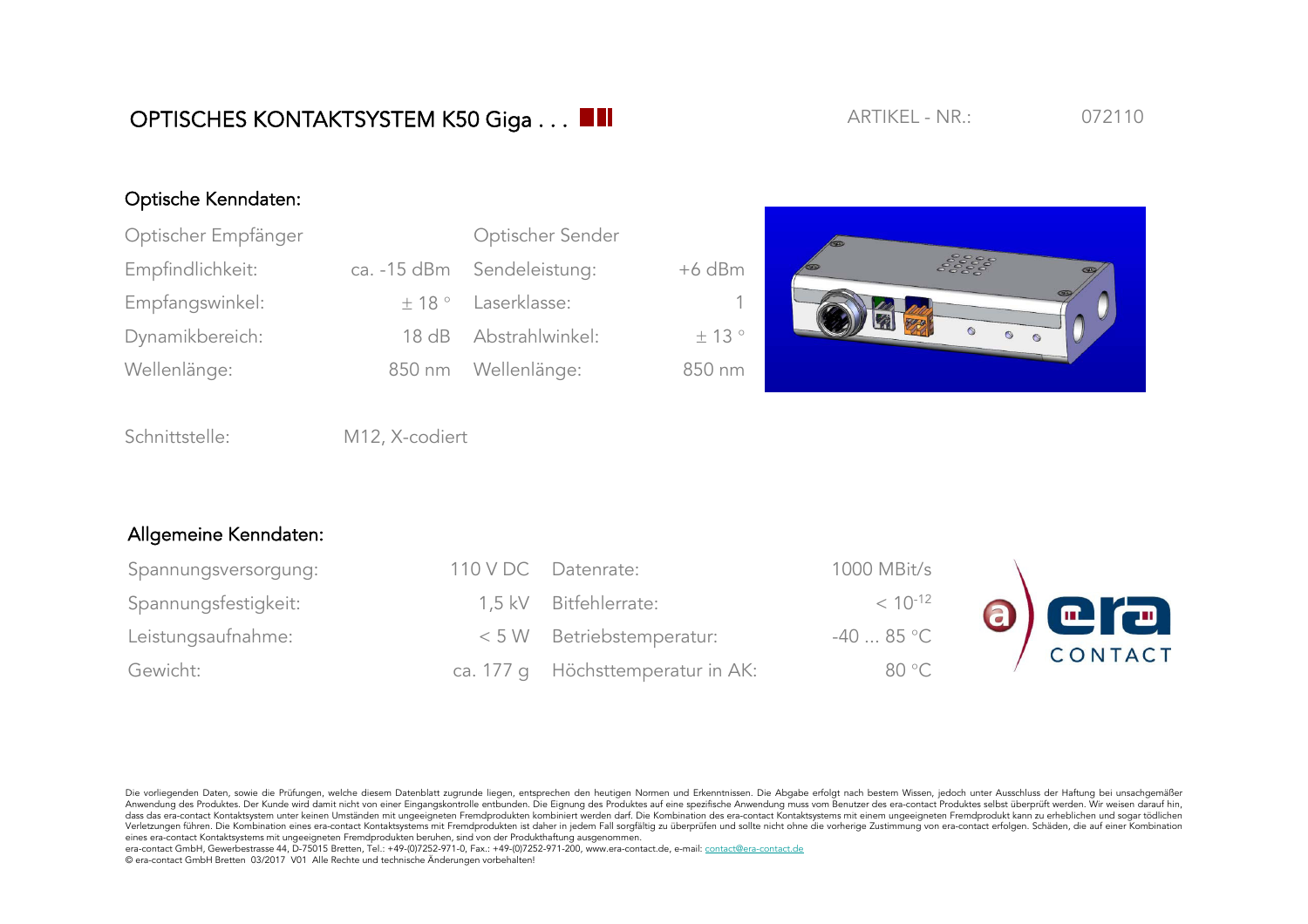# OPTISCHES KONTAKTSYSTEM K50 Giga . . .

ARTIKEL - NR.: 072110

## Optische Kenndaten:

| Optischer Empfänger | | Optischer Sender | |
|---|---|---|---|
| Empfindlichkeit: | ca. -15 dBm | Sendeleistung: | +6 dBm |
| Empfangswinkel: | ± 18 ° | Laserklasse: | 1 |
| Dynamikbereich: | 18 dB | Abstrahlwinkel: | ± 13 ° |
| Wellenlänge: | 850 nm | Wellenlänge: | 850 nm |

Schnittstelle: M12, X-codiert

## Allgemeine Kenndaten:

| | | | |
|---|---|---|---|
| Spannungsversorgung: | 110 V DC | Datenrate: | 1000 MBit/s |
| Spannungsfestigkeit: | 1,5 kV | Bitfehlerrate: | < $10^{-12}$ |
| Leistungsaufnahme: | < 5 W | Betriebstemperatur: | -40 ... 85 °C |
| Gewicht: | ca. 177 g | Höchsttemperatur in AK: | 80 °C |

Die vorliegenden Daten, sowie die Prüfungen, welche diesem Datenblatt zugrunde liegen, entsprechen den heutigen Normen und Erkenntnissen. Die Abgabe erfolgt nach bestem Wissen, jedoch unter Ausschluss der Haftung bei unsachgemäßer Anwendung des Produktes. Der Kunde wird damit nicht von einer Eingangskontrolle entbunden. Die Eignung des Produktes auf eine spezifische Anwendung muss vom Benutzer des era-contact Produktes selbst überprüft werden. Wir weisen darauf hin, dass das era-contact Kontaktsystem unter keinen Umständen mit ungeeigneten Fremdprodukten kombiniert werden darf. Die Kombination des era-contact Kontaktsystems mit einem ungeeigneten Fremdprodukt kann zu erheblichen und sogar tödlichen Verletzungen führen. Die Kombination eines era-contact Kontaktsystems mit Fremdprodukten ist daher in jedem Fall sorgfältig zu überprüfen und sollte nicht ohne die vorherige Zustimmung von era-contact erfolgen. Schäden, die auf einer Kombination eines era-contact Kontaktsystems mit ungeeigneten Fremdprodukten beruhen, sind von der Produkthaftung ausgenommen.

era-contact GmbH, Gewerbestrasse 44, D-75015 Bretten, Tel.: +49-(0)7252-971-0, Fax.: +49-(0)7252-971-200, www.era-contact.de, e-mail: contact@era-contact.de

© era-contact GmbH Bretten 03/2017 V01 Alle Rechte und technische Änderungen vorbehalten!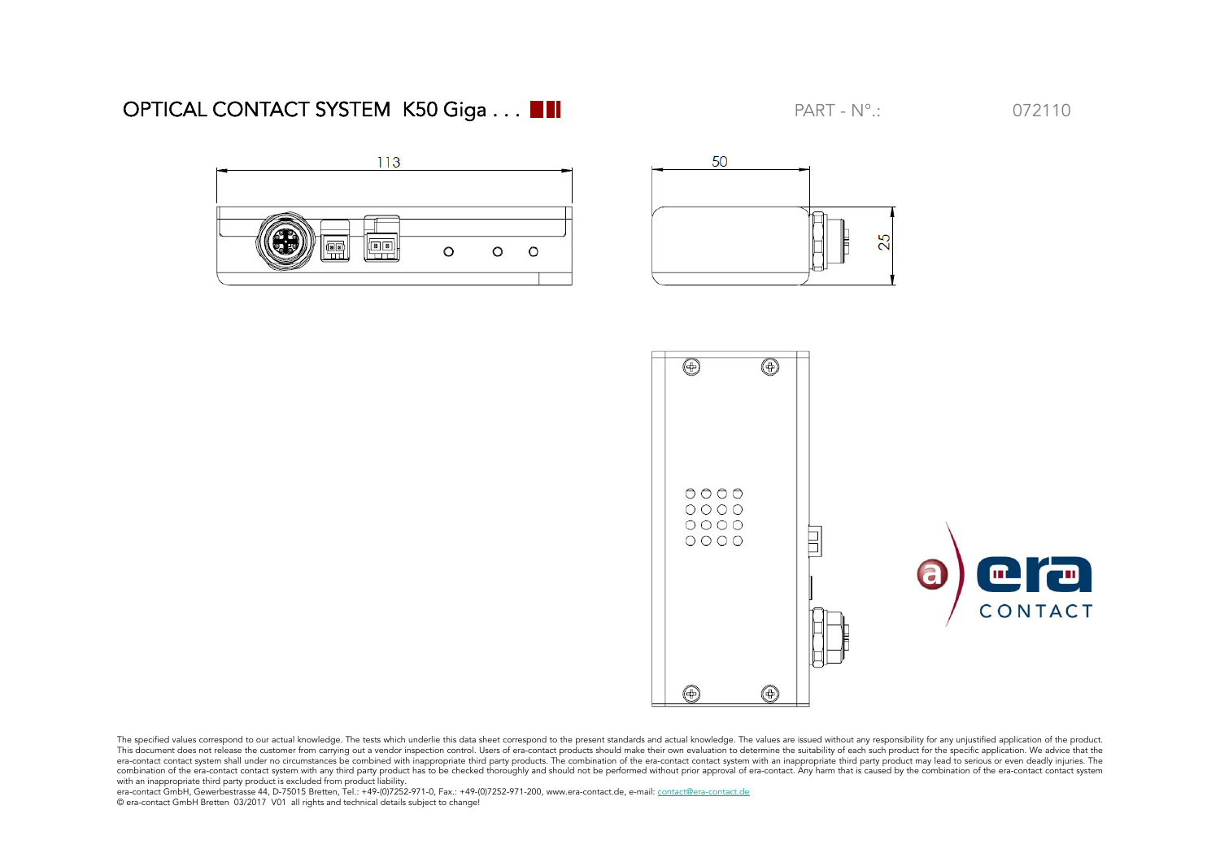# OPTICAL CONTACT SYSTEM K50 Giga . . .

PART - N°.: 072110

113

50

25

CONTACT

The specified values correspond to our actual knowledge. The tests which underlie this data sheet correspond to the present standards and actual knowledge. The values are issued without any responsibility for any unjustified application of the product. This document does not release the customer from carrying out a vendor inspection control. Users of era-contact products should make their own evaluation to determine the suitability of each such product for the specific application. We advice that the era-contact contact system shall under no circumstances be combined with inappropriate third party products. The combination of the era-contact contact system with an inappropriate third party product may lead to serious or even deadly injuries. The combination of the era-contact contact system with any third party product has to be checked thoroughly and should not be performed without prior approval of era-contact. Any harm that is caused by the combination of the era-contact contact system with an inappropriate third party product is excluded from product liability.

era-contact GmbH, Gewerbestrasse 44, D-75015 Bretten, Tel.: +49-(0)7252-971-0, Fax.: +49-(0)7252-971-200, www.era-contact.de, e-mail: contact@era-contact.de

© era-contact GmbH Bretten 03/2017 V01 all rights and technical details subject to change!